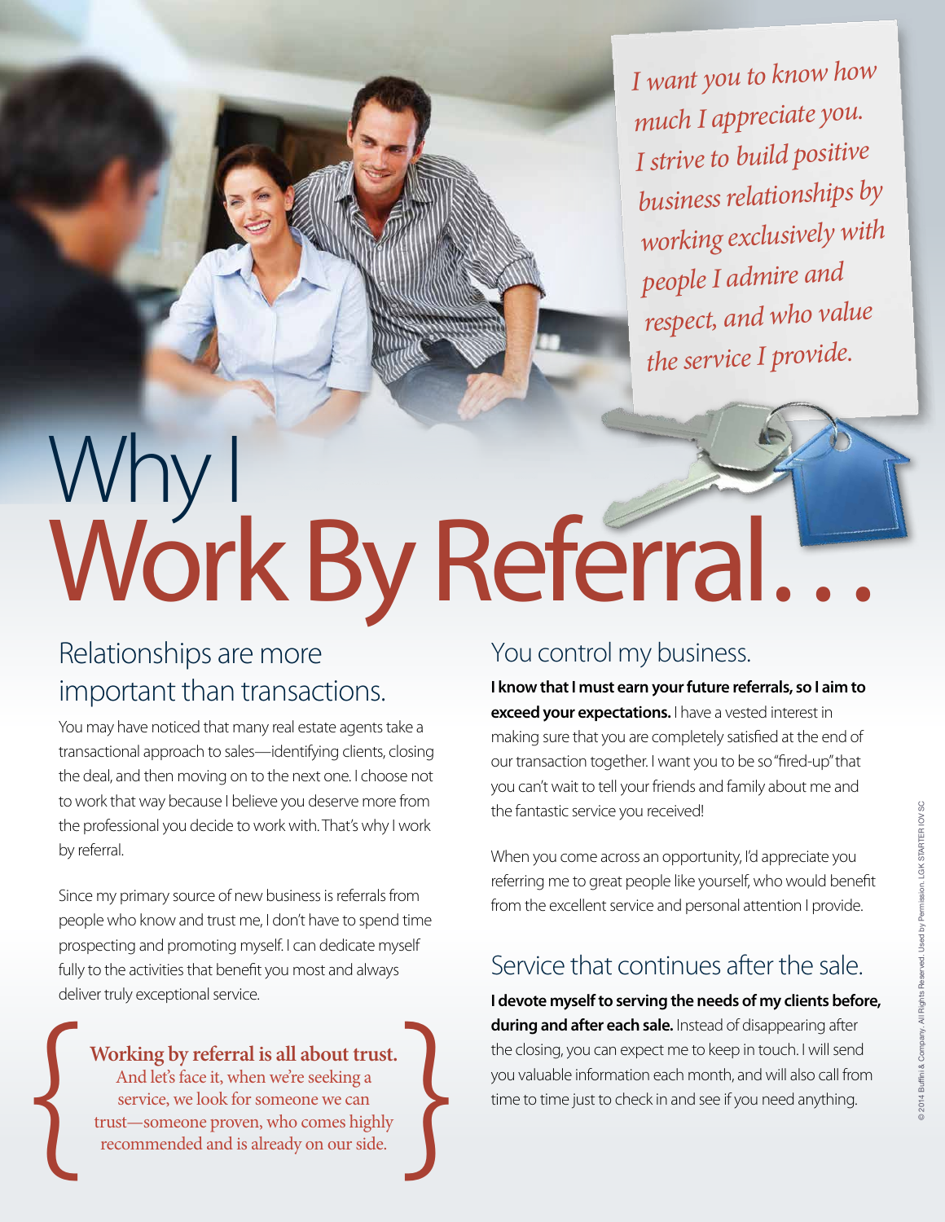*I want you to know how much I appreciate you. I strive to build positive business relationships by working exclusively with people I admire and respect, and who value the service I provide.*

# Why I Work By Referral...

## Relationships are more important than transactions.

You may have noticed that many real estate agents take a transactional approach to sales—identifying clients, closing the deal, and then moving on to the next one. I choose not to work that way because I believe you deserve more from the professional you decide to work with. That's why I work by referral.

Since my primary source of new business is referrals from people who know and trust me, I don't have to spend time prospecting and promoting myself. I can dedicate myself fully to the activities that benefit you most and always deliver truly exceptional service.

**Working by referral is all about trust.** And let's face it, when we're seeking a service, we look for someone we can trust—someone proven, who comes highly recommended and is already on our side.

## You control my business.

**I know that I must earn your future referrals, so I aim to exceed your expectations.** I have a vested interest in making sure that you are completely satisfied at the end of our transaction together. I want you to be so "fired-up" that you can't wait to tell your friends and family about me and the fantastic service you received!

When you come across an opportunity, I'd appreciate you referring me to great people like yourself, who would benefit from the excellent service and personal attention I provide.

## Service that continues after the sale.

**I devote myself to serving the needs of my clients before, during and after each sale.** Instead of disappearing after the closing, you can expect me to keep in touch. I will send you valuable information each month, and will also call from time to time just to check in and see if you need anything.

© 2014 Buffini & Company. All Rights Reserved. Used by Permission. LGK STARTER IOV SC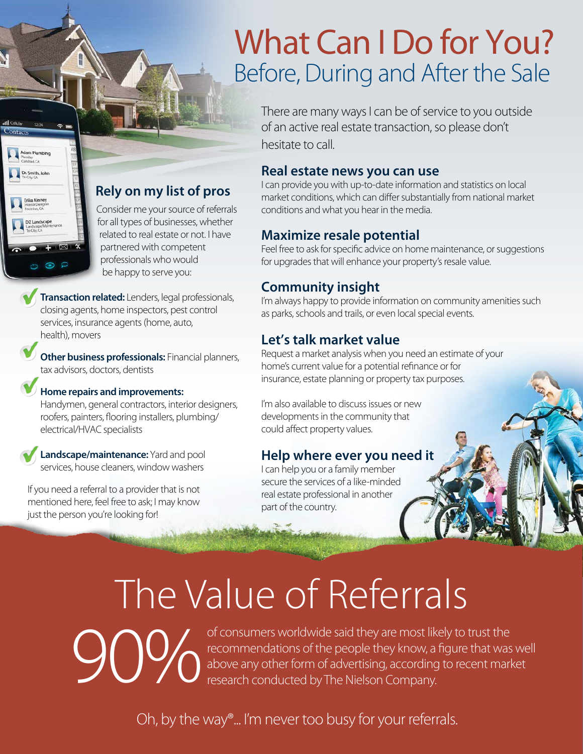# What Can I Do for You?

## Before, During and After the Sale

There are many ways I can be of service to you outside of an active real estate transaction, so please don't hesitate to call.

### Rely on my list of pros

Consider me your source of referrals for all types of businesses, whether related to real estate or not. I have partnered with competent professionals who would be happy to serve you:

- **Transaction related:** Lenders, legal professionals, closing agents, home inspectors, pest control services, insurance agents (home, auto, health), movers
- **Other business professionals:** Financial planners, tax advisors, doctors, dentists
- **Home repairs and improvements:** Handymen, general contractors, interior designers, roofers, painters, flooring installers, plumbing/electrical/HVAC specialists
- **Landscape/maintenance:** Yard and pool services, house cleaners, window washers

If you need a referral to a provider that is not mentioned here, feel free to ask; I may know just the person you're looking for!

### Real estate news you can use

I can provide you with up-to-date information and statistics on local market conditions, which can differ substantially from national market conditions and what you hear in the media.

### Maximize resale potential

Feel free to ask for specific advice on home maintenance, or suggestions for upgrades that will enhance your property's resale value.

### Community insight

I'm always happy to provide information on community amenities such as parks, schools and trails, or even local special events.

### Let's talk market value

Request a market analysis when you need an estimate of your home's current value for a potential refinance or for insurance, estate planning or property tax purposes.

I'm also available to discuss issues or new developments in the community that could affect property values.

### Help where ever you need it

I can help you or a family member secure the services of a like-minded real estate professional in another part of the country.

# The Value of Referrals

**90%** of consumers worldwide said they are most likely to trust the recommendations of the people they know, a figure that was well above any other form of advertising, according to recent market research conducted by The Nielson Company.

Oh, by the way®... I'm never too busy for your referrals.